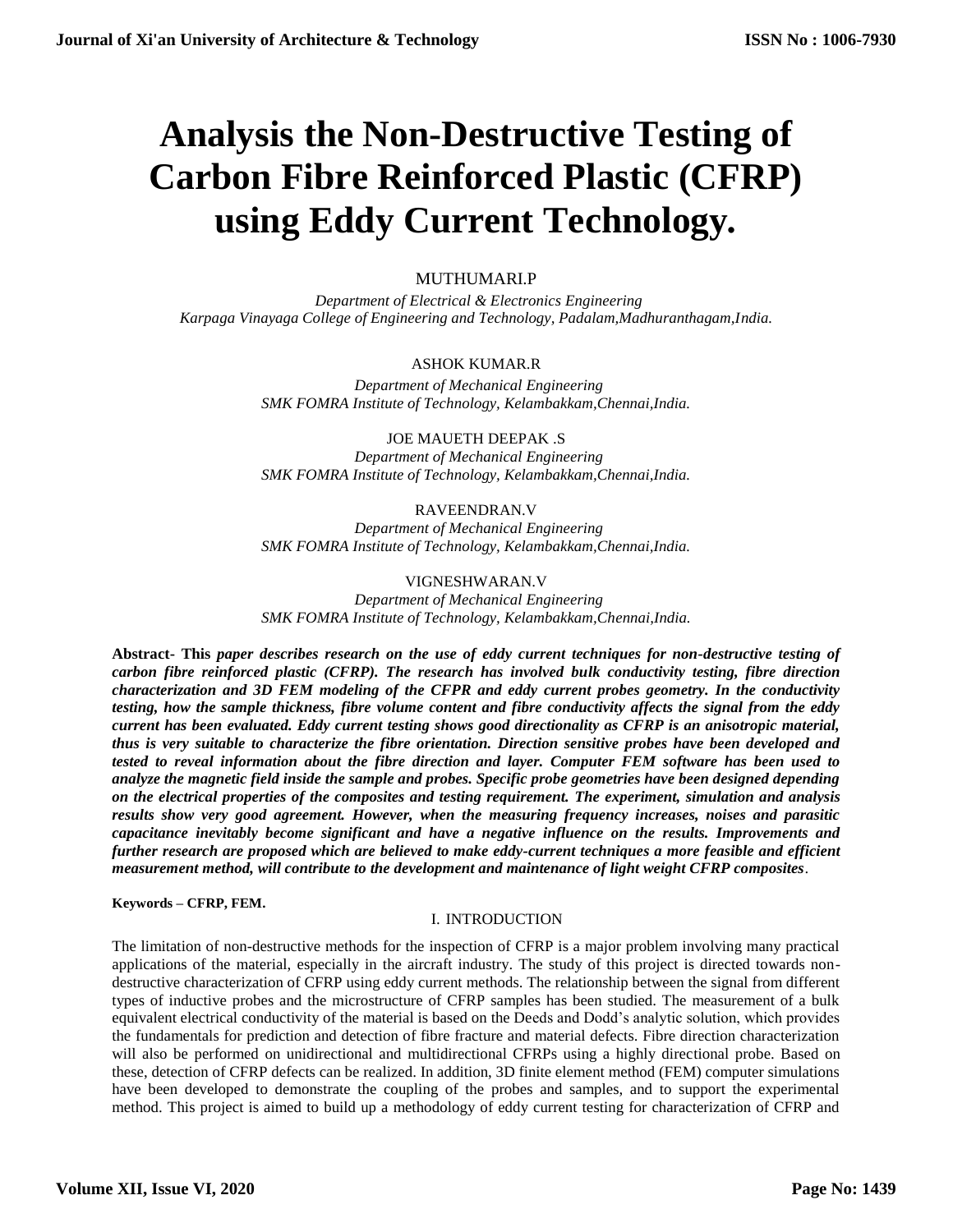# Analysis the Non-Destructive Testing of Carbon Fibre Reinforced Plastic (CFRP) using Eddy Current Technology.

MUTHUMARI.P

*Department of Electrical & Electronics Engineering*
*Karpaga Vinayaga College of Engineering and Technology, Padalam,Madhuranthagam,India.*

ASHOK KUMAR.R

*Department of Mechanical Engineering*
*SMK FOMRA Institute of Technology, Kelambakkam,Chennai,India.*

JOE MAUETH DEEPAK .S

*Department of Mechanical Engineering*
*SMK FOMRA Institute of Technology, Kelambakkam,Chennai,India.*

RAVEENDRAN.V

*Department of Mechanical Engineering*
*SMK FOMRA Institute of Technology, Kelambakkam,Chennai,India.*

VIGNESHWARAN.V

*Department of Mechanical Engineering*
*SMK FOMRA Institute of Technology, Kelambakkam,Chennai,India.*

**Abstract- This** ***paper describes research on the use of eddy current techniques for non-destructive testing of carbon fibre reinforced plastic (CFRP). The research has involved bulk conductivity testing, fibre direction characterization and 3D FEM modeling of the CFPR and eddy current probes geometry. In the conductivity testing, how the sample thickness, fibre volume content and fibre conductivity affects the signal from the eddy current has been evaluated. Eddy current testing shows good directionality as CFRP is an anisotropic material, thus is very suitable to characterize the fibre orientation. Direction sensitive probes have been developed and tested to reveal information about the fibre direction and layer. Computer FEM software has been used to analyze the magnetic field inside the sample and probes. Specific probe geometries have been designed depending on the electrical properties of the composites and testing requirement. The experiment, simulation and analysis results show very good agreement. However, when the measuring frequency increases, noises and parasitic capacitance inevitably become significant and have a negative influence on the results. Improvements and further research are proposed which are believed to make eddy-current techniques a more feasible and efficient measurement method, will contribute to the development and maintenance of light weight CFRP composites*.

**Keywords – CFRP, FEM.**

## I. INTRODUCTION

The limitation of non-destructive methods for the inspection of CFRP is a major problem involving many practical applications of the material, especially in the aircraft industry. The study of this project is directed towards non-destructive characterization of CFRP using eddy current methods. The relationship between the signal from different types of inductive probes and the microstructure of CFRP samples has been studied. The measurement of a bulk equivalent electrical conductivity of the material is based on the Deeds and Dodd's analytic solution, which provides the fundamentals for prediction and detection of fibre fracture and material defects. Fibre direction characterization will also be performed on unidirectional and multidirectional CFRPs using a highly directional probe. Based on these, detection of CFRP defects can be realized. In addition, 3D finite element method (FEM) computer simulations have been developed to demonstrate the coupling of the probes and samples, and to support the experimental method. This project is aimed to build up a methodology of eddy current testing for characterization of CFRP and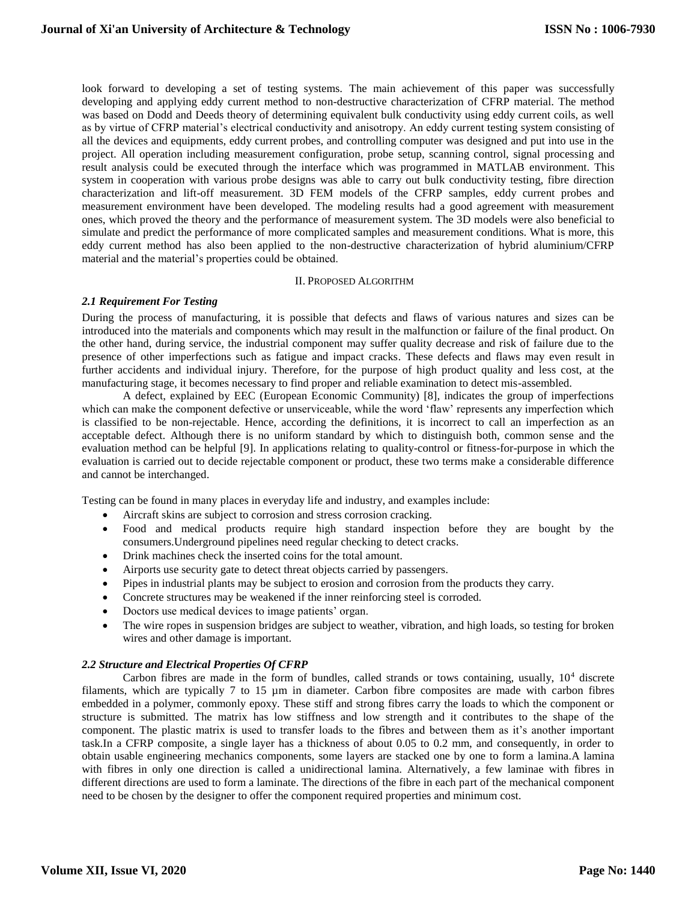look forward to developing a set of testing systems. The main achievement of this paper was successfully developing and applying eddy current method to non-destructive characterization of CFRP material. The method was based on Dodd and Deeds theory of determining equivalent bulk conductivity using eddy current coils, as well as by virtue of CFRP material's electrical conductivity and anisotropy. An eddy current testing system consisting of all the devices and equipments, eddy current probes, and controlling computer was designed and put into use in the project. All operation including measurement configuration, probe setup, scanning control, signal processing and result analysis could be executed through the interface which was programmed in MATLAB environment. This system in cooperation with various probe designs was able to carry out bulk conductivity testing, fibre direction characterization and lift-off measurement. 3D FEM models of the CFRP samples, eddy current probes and measurement environment have been developed. The modeling results had a good agreement with measurement ones, which proved the theory and the performance of measurement system. The 3D models were also beneficial to simulate and predict the performance of more complicated samples and measurement conditions. What is more, this eddy current method has also been applied to the non-destructive characterization of hybrid aluminium/CFRP material and the material's properties could be obtained.

## II. Proposed Algorithm

### *2.1 Requirement For Testing*

During the process of manufacturing, it is possible that defects and flaws of various natures and sizes can be introduced into the materials and components which may result in the malfunction or failure of the final product. On the other hand, during service, the industrial component may suffer quality decrease and risk of failure due to the presence of other imperfections such as fatigue and impact cracks. These defects and flaws may even result in further accidents and individual injury. Therefore, for the purpose of high product quality and less cost, at the manufacturing stage, it becomes necessary to find proper and reliable examination to detect mis-assembled.

A defect, explained by EEC (European Economic Community) [8], indicates the group of imperfections which can make the component defective or unserviceable, while the word 'flaw' represents any imperfection which is classified to be non-rejectable. Hence, according the definitions, it is incorrect to call an imperfection as an acceptable defect. Although there is no uniform standard by which to distinguish both, common sense and the evaluation method can be helpful [9]. In applications relating to quality-control or fitness-for-purpose in which the evaluation is carried out to decide rejectable component or product, these two terms make a considerable difference and cannot be interchanged.

Testing can be found in many places in everyday life and industry, and examples include:

- Aircraft skins are subject to corrosion and stress corrosion cracking.
- Food and medical products require high standard inspection before they are bought by the consumers.Underground pipelines need regular checking to detect cracks.
- Drink machines check the inserted coins for the total amount.
- Airports use security gate to detect threat objects carried by passengers.
- Pipes in industrial plants may be subject to erosion and corrosion from the products they carry.
- Concrete structures may be weakened if the inner reinforcing steel is corroded.
- Doctors use medical devices to image patients' organ.
- The wire ropes in suspension bridges are subject to weather, vibration, and high loads, so testing for broken wires and other damage is important.

### *2.2 Structure and Electrical Properties Of CFRP*

Carbon fibres are made in the form of bundles, called strands or tows containing, usually, $10^4$ discrete filaments, which are typically 7 to 15 μm in diameter. Carbon fibre composites are made with carbon fibres embedded in a polymer, commonly epoxy. These stiff and strong fibres carry the loads to which the component or structure is submitted. The matrix has low stiffness and low strength and it contributes to the shape of the component. The plastic matrix is used to transfer loads to the fibres and between them as it's another important task.In a CFRP composite, a single layer has a thickness of about 0.05 to 0.2 mm, and consequently, in order to obtain usable engineering mechanics components, some layers are stacked one by one to form a lamina.A lamina with fibres in only one direction is called a unidirectional lamina. Alternatively, a few laminae with fibres in different directions are used to form a laminate. The directions of the fibre in each part of the mechanical component need to be chosen by the designer to offer the component required properties and minimum cost.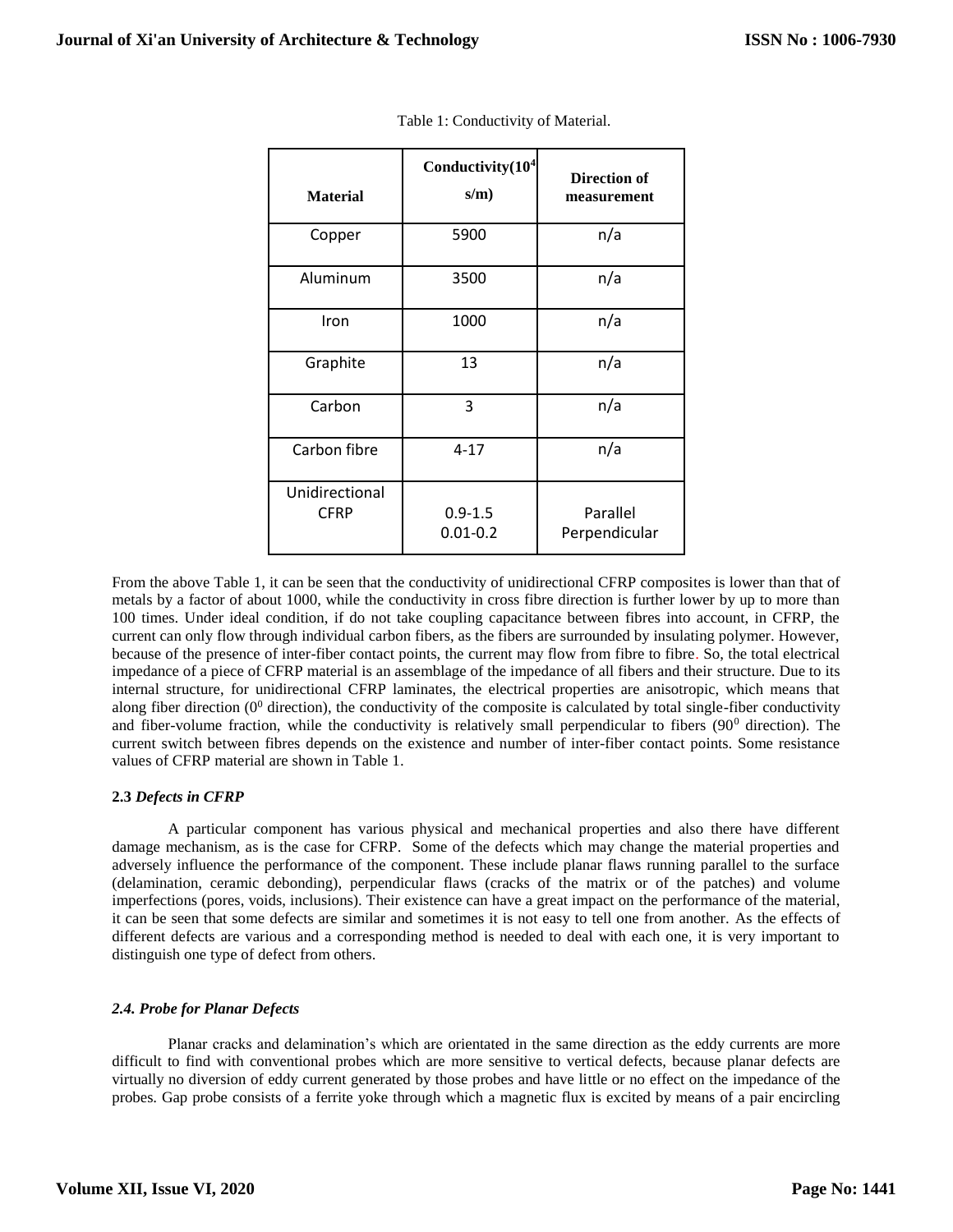Table 1: Conductivity of Material.

| Material | Conductivity($10^4$ s/m) | Direction of measurement |
|---|---|---|
| Copper | 5900 | n/a |
| Aluminum | 3500 | n/a |
| Iron | 1000 | n/a |
| Graphite | 13 | n/a |
| Carbon | 3 | n/a |
| Carbon fibre | 4-17 | n/a |
| Unidirectional CFRP | 0.9-1.5<br>0.01-0.2 | Parallel<br>Perpendicular |

From the above Table 1, it can be seen that the conductivity of unidirectional CFRP composites is lower than that of metals by a factor of about 1000, while the conductivity in cross fibre direction is further lower by up to more than 100 times. Under ideal condition, if do not take coupling capacitance between fibres into account, in CFRP, the current can only flow through individual carbon fibers, as the fibers are surrounded by insulating polymer. However, because of the presence of inter-fiber contact points, the current may flow from fibre to fibre. So, the total electrical impedance of a piece of CFRP material is an assemblage of the impedance of all fibers and their structure. Due to its internal structure, for unidirectional CFRP laminates, the electrical properties are anisotropic, which means that along fiber direction ($0^0$ direction), the conductivity of the composite is calculated by total single-fiber conductivity and fiber-volume fraction, while the conductivity is relatively small perpendicular to fibers ($90^0$ direction). The current switch between fibres depends on the existence and number of inter-fiber contact points. Some resistance values of CFRP material are shown in Table 1.

### 2.3 *Defects in CFRP*

A particular component has various physical and mechanical properties and also there have different damage mechanism, as is the case for CFRP. Some of the defects which may change the material properties and adversely influence the performance of the component. These include planar flaws running parallel to the surface (delamination, ceramic debonding), perpendicular flaws (cracks of the matrix or of the patches) and volume imperfections (pores, voids, inclusions). Their existence can have a great impact on the performance of the material, it can be seen that some defects are similar and sometimes it is not easy to tell one from another. As the effects of different defects are various and a corresponding method is needed to deal with each one, it is very important to distinguish one type of defect from others.

### *2.4. Probe for Planar Defects*

Planar cracks and delamination's which are orientated in the same direction as the eddy currents are more difficult to find with conventional probes which are more sensitive to vertical defects, because planar defects are virtually no diversion of eddy current generated by those probes and have little or no effect on the impedance of the probes. Gap probe consists of a ferrite yoke through which a magnetic flux is excited by means of a pair encircling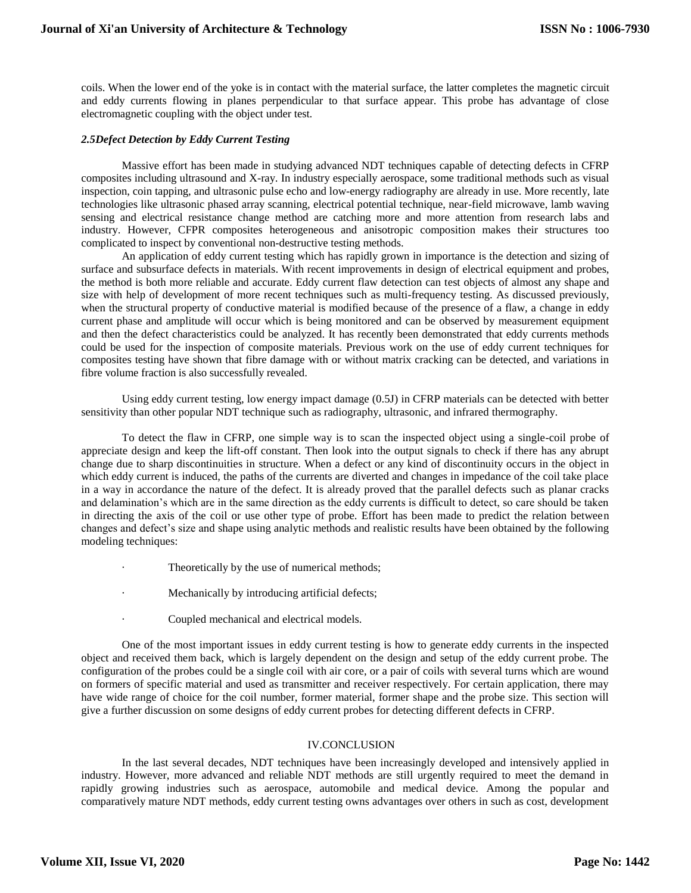coils. When the lower end of the yoke is in contact with the material surface, the latter completes the magnetic circuit and eddy currents flowing in planes perpendicular to that surface appear. This probe has advantage of close electromagnetic coupling with the object under test.

### *2.5Defect Detection by Eddy Current Testing*

Massive effort has been made in studying advanced NDT techniques capable of detecting defects in CFRP composites including ultrasound and X-ray. In industry especially aerospace, some traditional methods such as visual inspection, coin tapping, and ultrasonic pulse echo and low-energy radiography are already in use. More recently, late technologies like ultrasonic phased array scanning, electrical potential technique, near-field microwave, lamb waving sensing and electrical resistance change method are catching more and more attention from research labs and industry. However, CFPR composites heterogeneous and anisotropic composition makes their structures too complicated to inspect by conventional non-destructive testing methods.

An application of eddy current testing which has rapidly grown in importance is the detection and sizing of surface and subsurface defects in materials. With recent improvements in design of electrical equipment and probes, the method is both more reliable and accurate. Eddy current flaw detection can test objects of almost any shape and size with help of development of more recent techniques such as multi-frequency testing. As discussed previously, when the structural property of conductive material is modified because of the presence of a flaw, a change in eddy current phase and amplitude will occur which is being monitored and can be observed by measurement equipment and then the defect characteristics could be analyzed. It has recently been demonstrated that eddy currents methods could be used for the inspection of composite materials. Previous work on the use of eddy current techniques for composites testing have shown that fibre damage with or without matrix cracking can be detected, and variations in fibre volume fraction is also successfully revealed.

Using eddy current testing, low energy impact damage (0.5J) in CFRP materials can be detected with better sensitivity than other popular NDT technique such as radiography, ultrasonic, and infrared thermography.

To detect the flaw in CFRP, one simple way is to scan the inspected object using a single-coil probe of appreciate design and keep the lift-off constant. Then look into the output signals to check if there has any abrupt change due to sharp discontinuities in structure. When a defect or any kind of discontinuity occurs in the object in which eddy current is induced, the paths of the currents are diverted and changes in impedance of the coil take place in a way in accordance the nature of the defect. It is already proved that the parallel defects such as planar cracks and delamination's which are in the same direction as the eddy currents is difficult to detect, so care should be taken in directing the axis of the coil or use other type of probe. Effort has been made to predict the relation between changes and defect's size and shape using analytic methods and realistic results have been obtained by the following modeling techniques:

- Theoretically by the use of numerical methods;
- Mechanically by introducing artificial defects;
- Coupled mechanical and electrical models.

One of the most important issues in eddy current testing is how to generate eddy currents in the inspected object and received them back, which is largely dependent on the design and setup of the eddy current probe. The configuration of the probes could be a single coil with air core, or a pair of coils with several turns which are wound on formers of specific material and used as transmitter and receiver respectively. For certain application, there may have wide range of choice for the coil number, former material, former shape and the probe size. This section will give a further discussion on some designs of eddy current probes for detecting different defects in CFRP.

## IV.CONCLUSION

In the last several decades, NDT techniques have been increasingly developed and intensively applied in industry. However, more advanced and reliable NDT methods are still urgently required to meet the demand in rapidly growing industries such as aerospace, automobile and medical device. Among the popular and comparatively mature NDT methods, eddy current testing owns advantages over others in such as cost, development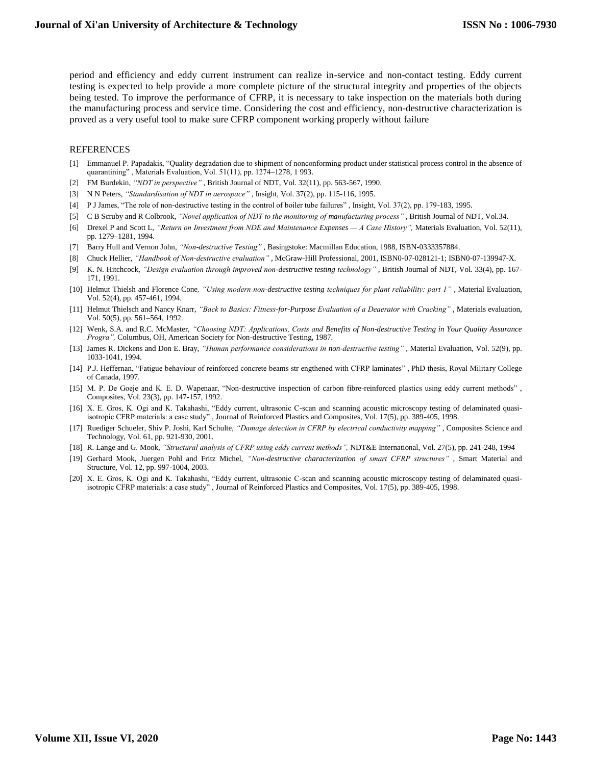period and efficiency and eddy current instrument can realize in-service and non-contact testing. Eddy current testing is expected to help provide a more complete picture of the structural integrity and properties of the objects being tested. To improve the performance of CFRP, it is necessary to take inspection on the materials both during the manufacturing process and service time. Considering the cost and efficiency, non-destructive characterization is proved as a very useful tool to make sure CFRP component working properly without failure

## REFERENCES

[1] Emmanuel P. Papadakis, "Quality degradation due to shipment of nonconforming product under statistical process control in the absence of quarantining" , Materials Evaluation, Vol. 51(11), pp. 1274–1278, 1 993.

[2] FM Burdekin, *"NDT in perspective"* , British Journal of NDT, Vol. 32(11), pp. 563-567, 1990.

[3] N N Peters, *"Standardisation of NDT in aerospace"* , Insight, Vol. 37(2), pp. 115-116, 1995.

[4] P J James, "The role of non-destructive testing in the control of boiler tube failures" , Insight, Vol. 37(2), pp. 179-183, 1995.

[5] C B Scruby and R Colbrook, *"Novel application of NDT to the monitoring of manufacturing process"* , British Journal of NDT, Vol.34.

[6] Drexel P and Scott L, *"Return on Investment from NDE and Maintenance Expenses — A Case History",* Materials Evaluation, Vol. 52(11), pp. 1279–1281, 1994.

[7] Barry Hull and Vernon John, *"Non-destructive Testing"* , Basingstoke: Macmillan Education, 1988, ISBN-0333357884.

[8] Chuck Hellier, *"Handbook of Non-destructive evaluation"* , McGraw-Hill Professional, 2001, ISBN0-07-028121-1; ISBN0-07-139947-X.

[9] K. N. Hitchcock, *"Design evaluation through improved non-destructive testing technology"* , British Journal of NDT, Vol. 33(4), pp. 167-171, 1991.

[10] Helmut Thielsh and Florence Cone*, "Using modern non-destructive testing techniques for plant reliability: part 1"* , Material Evaluation, Vol. 52(4), pp. 457-461, 1994.

[11] Helmut Thielsch and Nancy Knarr, *"Back to Basics: Fitness-for-Purpose Evaluation of a Deaerator with Cracking"* , Materials evaluation, Vol. 50(5), pp. 561–564, 1992.

[12] Wenk, S.A. and R.C. McMaster, *"Choosing NDT: Applications, Costs and Benefits of Non-destructive Testing in Your Quality Assurance Progra",* Columbus, OH, American Society for Non-destructive Testing, 1987.

[13] James R. Dickens and Don E. Bray, *"Human performance considerations in non-destructive testing"* , Material Evaluation, Vol. 52(9), pp. 1033-1041, 1994.

[14] P.J. Heffernan, "Fatigue behaviour of reinforced concrete beams str engthened with CFRP laminates" , PhD thesis, Royal Military College of Canada, 1997.

[15] M. P. De Goeje and K. E. D. Wapenaar, "Non-destructive inspection of carbon fibre-reinforced plastics using eddy current methods" , Composites, Vol. 23(3), pp. 147-157, 1992.

[16] X. E. Gros, K. Ogi and K. Takahashi, "Eddy current, ultrasonic C-scan and scanning acoustic microscopy testing of delaminated quasi-isotropic CFRP materials: a case study" , Journal of Reinforced Plastics and Composites, Vol. 17(5), pp. 389-405, 1998.

[17] Ruediger Schueler, Shiv P. Joshi, Karl Schulte, *"Damage detection in CFRP by electrical conductivity mapping"* , Composites Science and Technology, Vol. 61, pp. 921-930, 2001.

[18] R. Lange and G. Mook, *"Structural analysis of CFRP using eddy current methods",* NDT&E International, Vol. 27(5), pp. 241-248, 1994

[19] Gerhard Mook, Juergen Pohl and Fritz Michel, *"Non-destructive characterization of smart CFRP structures"* , Smart Material and Structure, Vol. 12, pp. 997-1004, 2003.

[20] X. E. Gros, K. Ogi and K. Takahashi, "Eddy current, ultrasonic C-scan and scanning acoustic microscopy testing of delaminated quasi-isotropic CFRP materials: a case study" , Journal of Reinforced Plastics and Composites, Vol. 17(5), pp. 389-405, 1998.